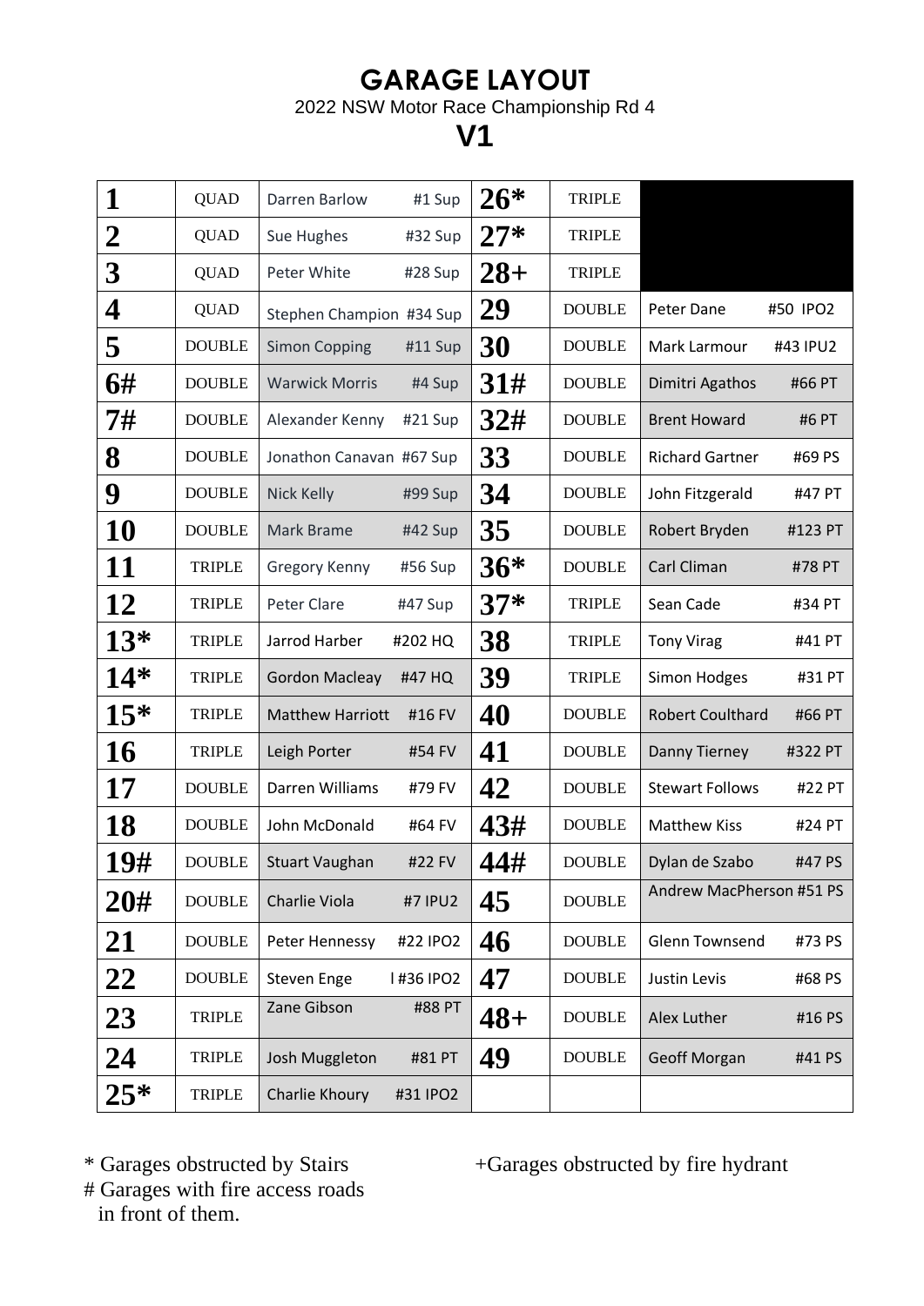# GARAGE LAYOUT

2022 NSW Motor Race Championship Rd 4

## V1

| | | | | | |
|---|---|---|---|---|---|
| **1** | QUAD | Darren Barlow #1 Sup | **26*** | TRIPLE | |
| **2** | QUAD | Sue Hughes #32 Sup | **27*** | TRIPLE | |
| **3** | QUAD | Peter White #28 Sup | **28+** | TRIPLE | |
| **4** | QUAD | Stephen Champion #34 Sup | **29** | DOUBLE | Peter Dane #50 IPO2 |
| **5** | DOUBLE | Simon Copping #11 Sup | **30** | DOUBLE | Mark Larmour #43 IPU2 |
| **6#** | DOUBLE | Warwick Morris #4 Sup | **31#** | DOUBLE | Dimitri Agathos #66 PT |
| **7#** | DOUBLE | Alexander Kenny #21 Sup | **32#** | DOUBLE | Brent Howard #6 PT |
| **8** | DOUBLE | Jonathon Canavan #67 Sup | **33** | DOUBLE | Richard Gartner #69 PS |
| **9** | DOUBLE | Nick Kelly #99 Sup | **34** | DOUBLE | John Fitzgerald #47 PT |
| **10** | DOUBLE | Mark Brame #42 Sup | **35** | DOUBLE | Robert Bryden #123 PT |
| **11** | TRIPLE | Gregory Kenny #56 Sup | **36*** | DOUBLE | Carl Climan #78 PT |
| **12** | TRIPLE | Peter Clare #47 Sup | **37*** | TRIPLE | Sean Cade #34 PT |
| **13*** | TRIPLE | Jarrod Harber #202 HQ | **38** | TRIPLE | Tony Virag #41 PT |
| **14*** | TRIPLE | Gordon Macleay #47 HQ | **39** | TRIPLE | Simon Hodges #31 PT |
| **15*** | TRIPLE | Matthew Harriott #16 FV | **40** | DOUBLE | Robert Coulthard #66 PT |
| **16** | TRIPLE | Leigh Porter #54 FV | **41** | DOUBLE | Danny Tierney #322 PT |
| **17** | DOUBLE | Darren Williams #79 FV | **42** | DOUBLE | Stewart Follows #22 PT |
| **18** | DOUBLE | John McDonald #64 FV | **43#** | DOUBLE | Matthew Kiss #24 PT |
| **19#** | DOUBLE | Stuart Vaughan #22 FV | **44#** | DOUBLE | Dylan de Szabo #47 PS |
| **20#** | DOUBLE | Charlie Viola #7 IPU2 | **45** | DOUBLE | Andrew MacPherson #51 PS |
| **21** | DOUBLE | Peter Hennessy #22 IPO2 | **46** | DOUBLE | Glenn Townsend #73 PS |
| **22** | DOUBLE | Steven Enge l #36 IPO2 | **47** | DOUBLE | Justin Levis #68 PS |
| **23** | TRIPLE | Zane Gibson #88 PT | **48+** | DOUBLE | Alex Luther #16 PS |
| **24** | TRIPLE | Josh Muggleton #81 PT | **49** | DOUBLE | Geoff Morgan #41 PS |
| **25*** | TRIPLE | Charlie Khoury #31 IPO2 | | | |

\* Garages obstructed by Stairs

\# Garages with fire access roads in front of them.

+Garages obstructed by fire hydrant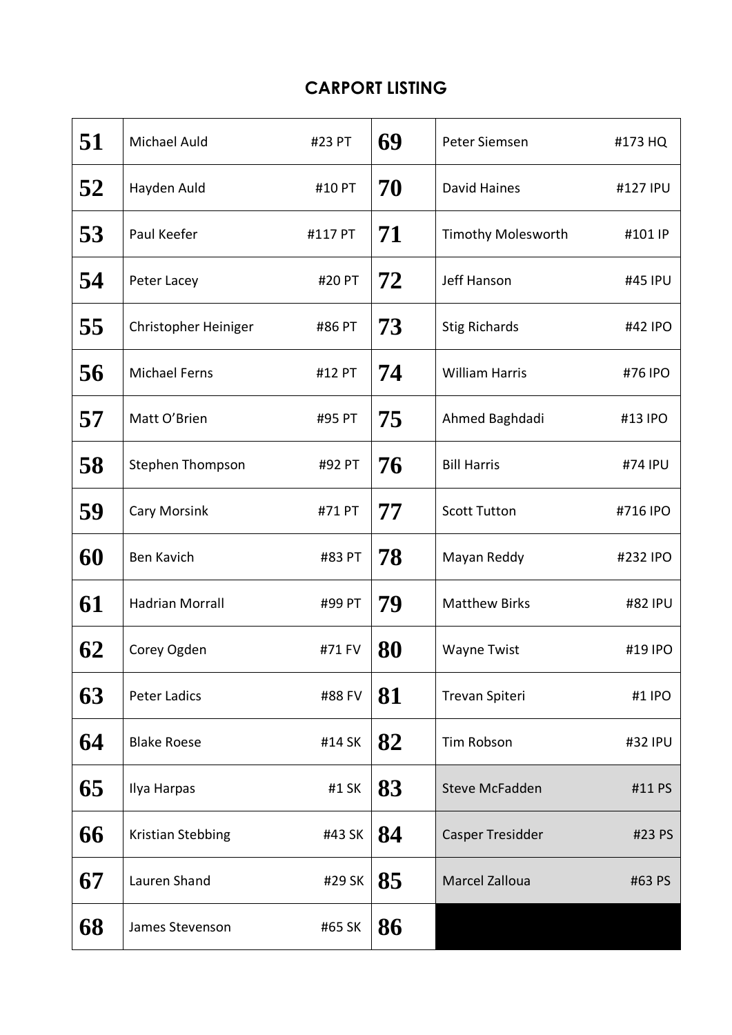## CARPORT LISTING

| | | | | | |
|---|---|---|---|---|---|
| **51** | Michael Auld | #23 PT | **69** | Peter Siemsen | #173 HQ |
| **52** | Hayden Auld | #10 PT | **70** | David Haines | #127 IPU |
| **53** | Paul Keefer | #117 PT | **71** | Timothy Molesworth | #101 IP |
| **54** | Peter Lacey | #20 PT | **72** | Jeff Hanson | #45 IPU |
| **55** | Christopher Heiniger | #86 PT | **73** | Stig Richards | #42 IPO |
| **56** | Michael Ferns | #12 PT | **74** | William Harris | #76 IPO |
| **57** | Matt O'Brien | #95 PT | **75** | Ahmed Baghdadi | #13 IPO |
| **58** | Stephen Thompson | #92 PT | **76** | Bill Harris | #74 IPU |
| **59** | Cary Morsink | #71 PT | **77** | Scott Tutton | #716 IPO |
| **60** | Ben Kavich | #83 PT | **78** | Mayan Reddy | #232 IPO |
| **61** | Hadrian Morrall | #99 PT | **79** | Matthew Birks | #82 IPU |
| **62** | Corey Ogden | #71 FV | **80** | Wayne Twist | #19 IPO |
| **63** | Peter Ladics | #88 FV | **81** | Trevan Spiteri | #1 IPO |
| **64** | Blake Roese | #14 SK | **82** | Tim Robson | #32 IPU |
| **65** | Ilya Harpas | #1 SK | **83** | Steve McFadden | #11 PS |
| **66** | Kristian Stebbing | #43 SK | **84** | Casper Tresidder | #23 PS |
| **67** | Lauren Shand | #29 SK | **85** | Marcel Zalloua | #63 PS |
| **68** | James Stevenson | #65 SK | **86** | | |